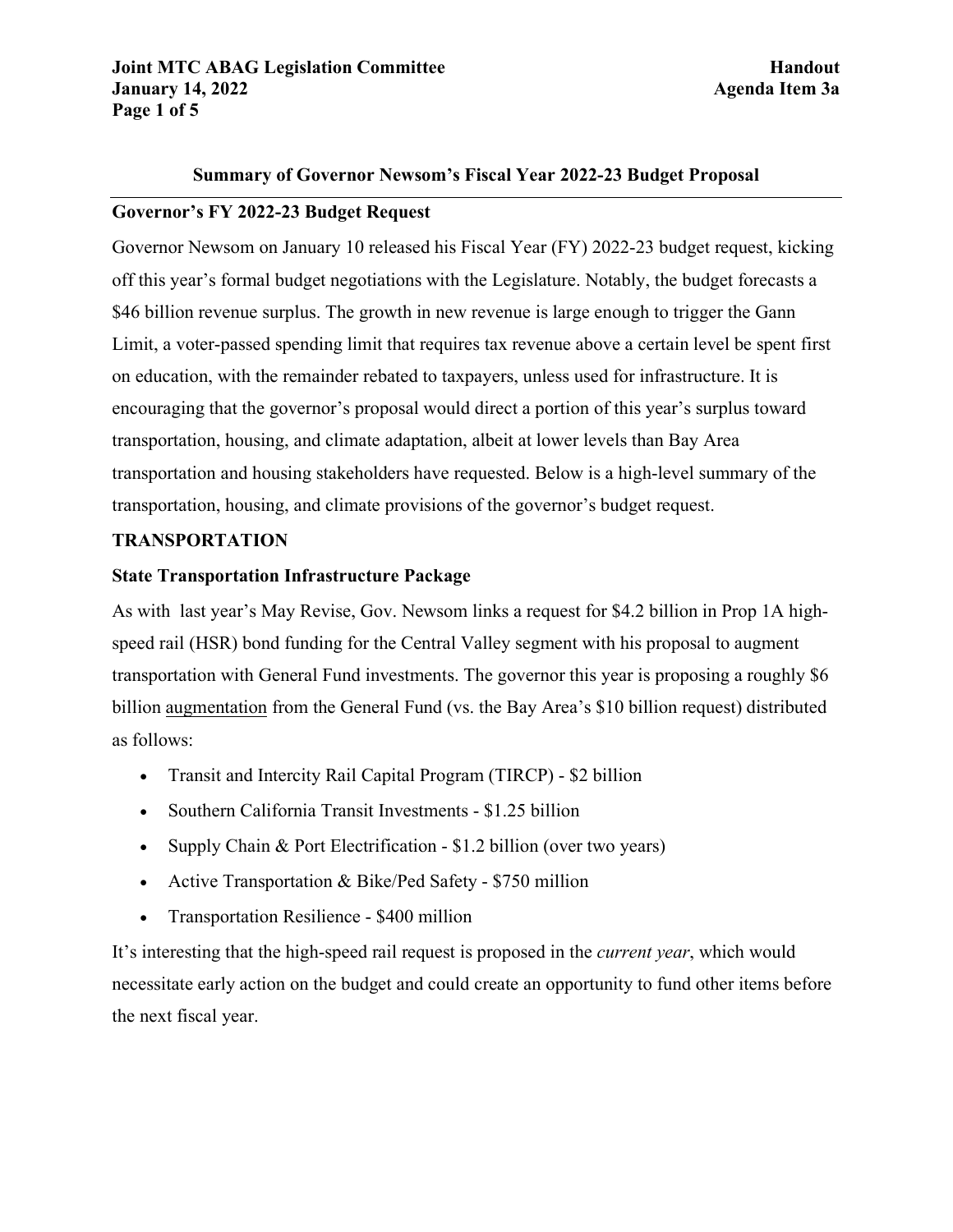# Summary of Governor Newsom's Fiscal Year 2022-23 Budget Proposal

## Governor's FY 2022-23 Budget Request

Governor Newsom on January 10 released his Fiscal Year (FY) 2022-23 budget request, kicking off this year's formal budget negotiations with the Legislature. Notably, the budget forecasts a $46 billion revenue surplus. The growth in new revenue is large enough to trigger the Gann Limit, a voter-passed spending limit that requires tax revenue above a certain level be spent first on education, with the remainder rebated to taxpayers, unless used for infrastructure. It is encouraging that the governor's proposal would direct a portion of this year's surplus toward transportation, housing, and climate adaptation, albeit at lower levels than Bay Area transportation and housing stakeholders have requested. Below is a high-level summary of the transportation, housing, and climate provisions of the governor's budget request.

## TRANSPORTATION

### State Transportation Infrastructure Package

As with last year's May Revise, Gov. Newsom links a request for $4.2 billion in Prop 1A high-speed rail (HSR) bond funding for the Central Valley segment with his proposal to augment transportation with General Fund investments. The governor this year is proposing a roughly $6 billion augmentation from the General Fund (vs. the Bay Area's $10 billion request) distributed as follows:

- Transit and Intercity Rail Capital Program (TIRCP) - $2 billion
- Southern California Transit Investments - $1.25 billion
- Supply Chain & Port Electrification - $1.2 billion (over two years)
- Active Transportation & Bike/Ped Safety - $750 million
- Transportation Resilience - $400 million

It's interesting that the high-speed rail request is proposed in the *current year*, which would necessitate early action on the budget and could create an opportunity to fund other items before the next fiscal year.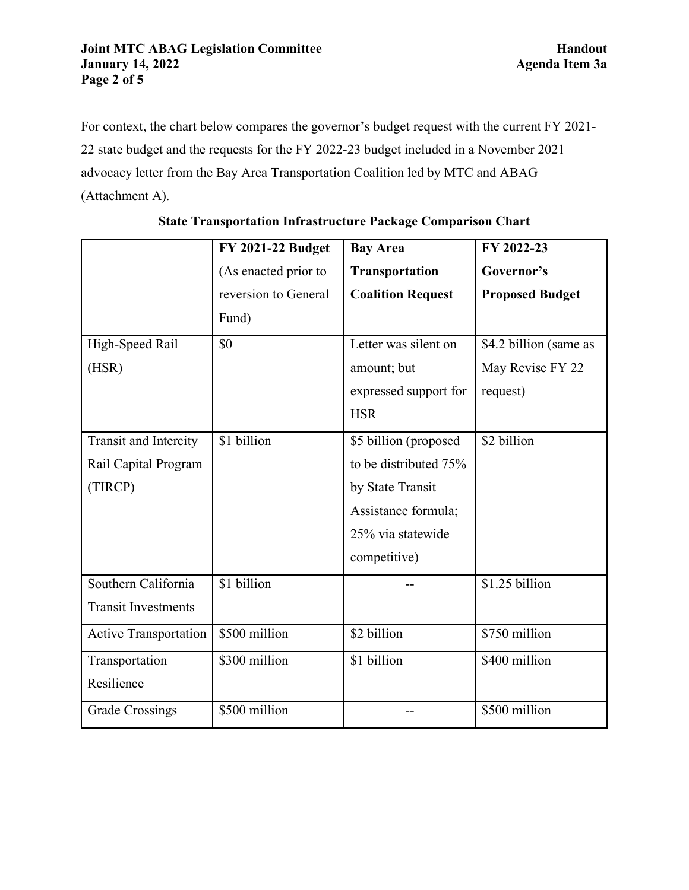For context, the chart below compares the governor's budget request with the current FY 2021-22 state budget and the requests for the FY 2022-23 budget included in a November 2021 advocacy letter from the Bay Area Transportation Coalition led by MTC and ABAG (Attachment A).

**State Transportation Infrastructure Package Comparison Chart**

| | **FY 2021-22 Budget** (As enacted prior to reversion to General Fund) | **Bay Area Transportation Coalition Request** | **FY 2022-23 Governor's Proposed Budget** |
|---|---|---|---|
| High-Speed Rail (HSR) | $0 | Letter was silent on amount; but expressed support for HSR | $4.2 billion (same as May Revise FY 22 request) |
| Transit and Intercity Rail Capital Program (TIRCP) | $1 billion | $5 billion (proposed to be distributed 75% by State Transit Assistance formula; 25% via statewide competitive) | $2 billion |
| Southern California Transit Investments | $1 billion | -- | $1.25 billion |
| Active Transportation | $500 million | $2 billion | $750 million |
| Transportation Resilience | $300 million | $1 billion | $400 million |
| Grade Crossings | $500 million | -- | $500 million |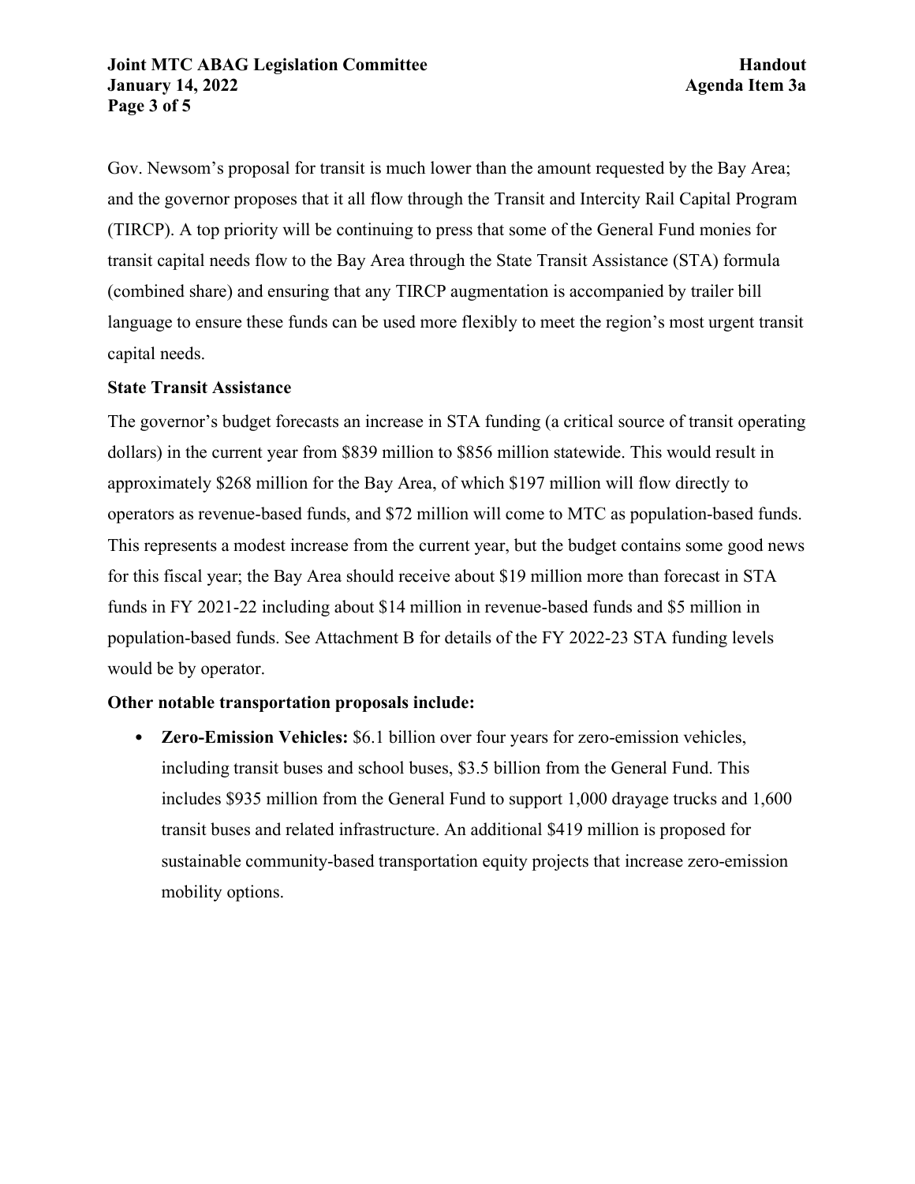Gov. Newsom's proposal for transit is much lower than the amount requested by the Bay Area; and the governor proposes that it all flow through the Transit and Intercity Rail Capital Program (TIRCP). A top priority will be continuing to press that some of the General Fund monies for transit capital needs flow to the Bay Area through the State Transit Assistance (STA) formula (combined share) and ensuring that any TIRCP augmentation is accompanied by trailer bill language to ensure these funds can be used more flexibly to meet the region's most urgent transit capital needs.

**State Transit Assistance**

The governor's budget forecasts an increase in STA funding (a critical source of transit operating dollars) in the current year from $839 million to $856 million statewide. This would result in approximately $268 million for the Bay Area, of which $197 million will flow directly to operators as revenue-based funds, and $72 million will come to MTC as population-based funds. This represents a modest increase from the current year, but the budget contains some good news for this fiscal year; the Bay Area should receive about $19 million more than forecast in STA funds in FY 2021-22 including about $14 million in revenue-based funds and $5 million in population-based funds. See Attachment B for details of the FY 2022-23 STA funding levels would be by operator.

**Other notable transportation proposals include:**

- **Zero-Emission Vehicles:** $6.1 billion over four years for zero-emission vehicles, including transit buses and school buses, $3.5 billion from the General Fund. This includes $935 million from the General Fund to support 1,000 drayage trucks and 1,600 transit buses and related infrastructure. An additional $419 million is proposed for sustainable community-based transportation equity projects that increase zero-emission mobility options.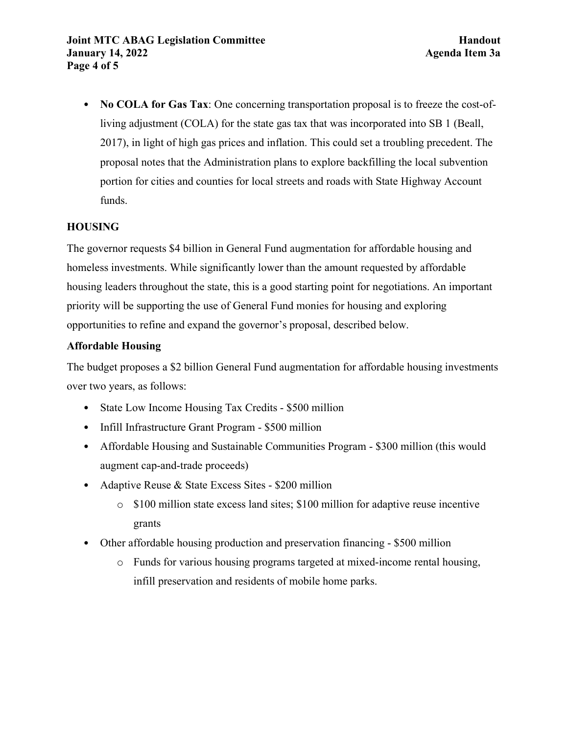- **No COLA for Gas Tax**: One concerning transportation proposal is to freeze the cost-of-living adjustment (COLA) for the state gas tax that was incorporated into SB 1 (Beall, 2017), in light of high gas prices and inflation. This could set a troubling precedent. The proposal notes that the Administration plans to explore backfilling the local subvention portion for cities and counties for local streets and roads with State Highway Account funds.

## HOUSING

The governor requests $4 billion in General Fund augmentation for affordable housing and homeless investments. While significantly lower than the amount requested by affordable housing leaders throughout the state, this is a good starting point for negotiations. An important priority will be supporting the use of General Fund monies for housing and exploring opportunities to refine and expand the governor's proposal, described below.

### Affordable Housing

The budget proposes a $2 billion General Fund augmentation for affordable housing investments over two years, as follows:

- State Low Income Housing Tax Credits - $500 million
- Infill Infrastructure Grant Program - $500 million
- Affordable Housing and Sustainable Communities Program - $300 million (this would augment cap-and-trade proceeds)
- Adaptive Reuse & State Excess Sites - $200 million
  - $100 million state excess land sites; $100 million for adaptive reuse incentive grants
- Other affordable housing production and preservation financing - $500 million
  - Funds for various housing programs targeted at mixed-income rental housing, infill preservation and residents of mobile home parks.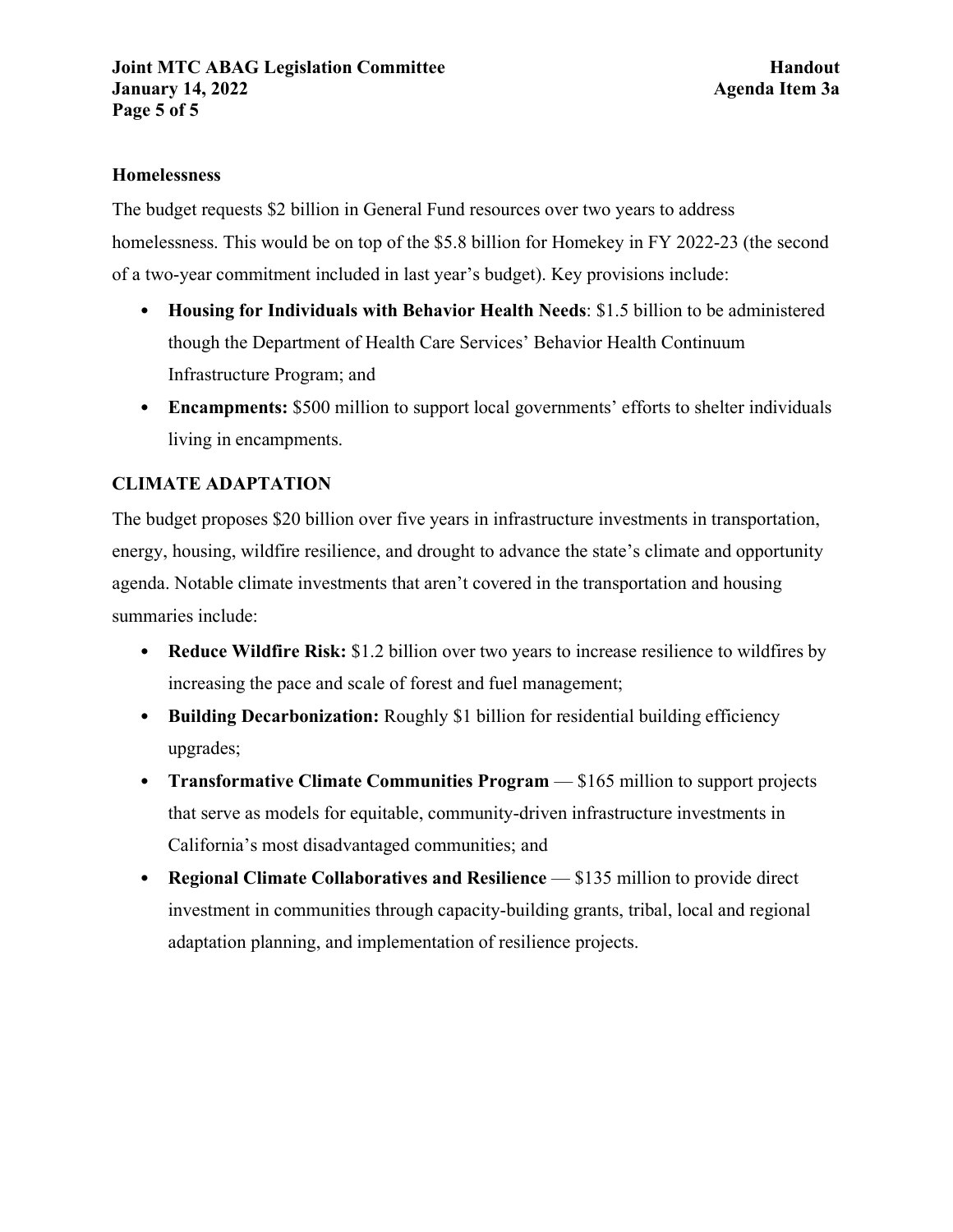**Homelessness**

The budget requests $2 billion in General Fund resources over two years to address homelessness. This would be on top of the $5.8 billion for Homekey in FY 2022-23 (the second of a two-year commitment included in last year's budget). Key provisions include:

- **Housing for Individuals with Behavior Health Needs**: $1.5 billion to be administered though the Department of Health Care Services' Behavior Health Continuum Infrastructure Program; and
- **Encampments:** $500 million to support local governments' efforts to shelter individuals living in encampments.

## CLIMATE ADAPTATION

The budget proposes $20 billion over five years in infrastructure investments in transportation, energy, housing, wildfire resilience, and drought to advance the state's climate and opportunity agenda. Notable climate investments that aren't covered in the transportation and housing summaries include:

- **Reduce Wildfire Risk:** $1.2 billion over two years to increase resilience to wildfires by increasing the pace and scale of forest and fuel management;
- **Building Decarbonization:** Roughly $1 billion for residential building efficiency upgrades;
- **Transformative Climate Communities Program** — $165 million to support projects that serve as models for equitable, community-driven infrastructure investments in California's most disadvantaged communities; and
- **Regional Climate Collaboratives and Resilience** — $135 million to provide direct investment in communities through capacity-building grants, tribal, local and regional adaptation planning, and implementation of resilience projects.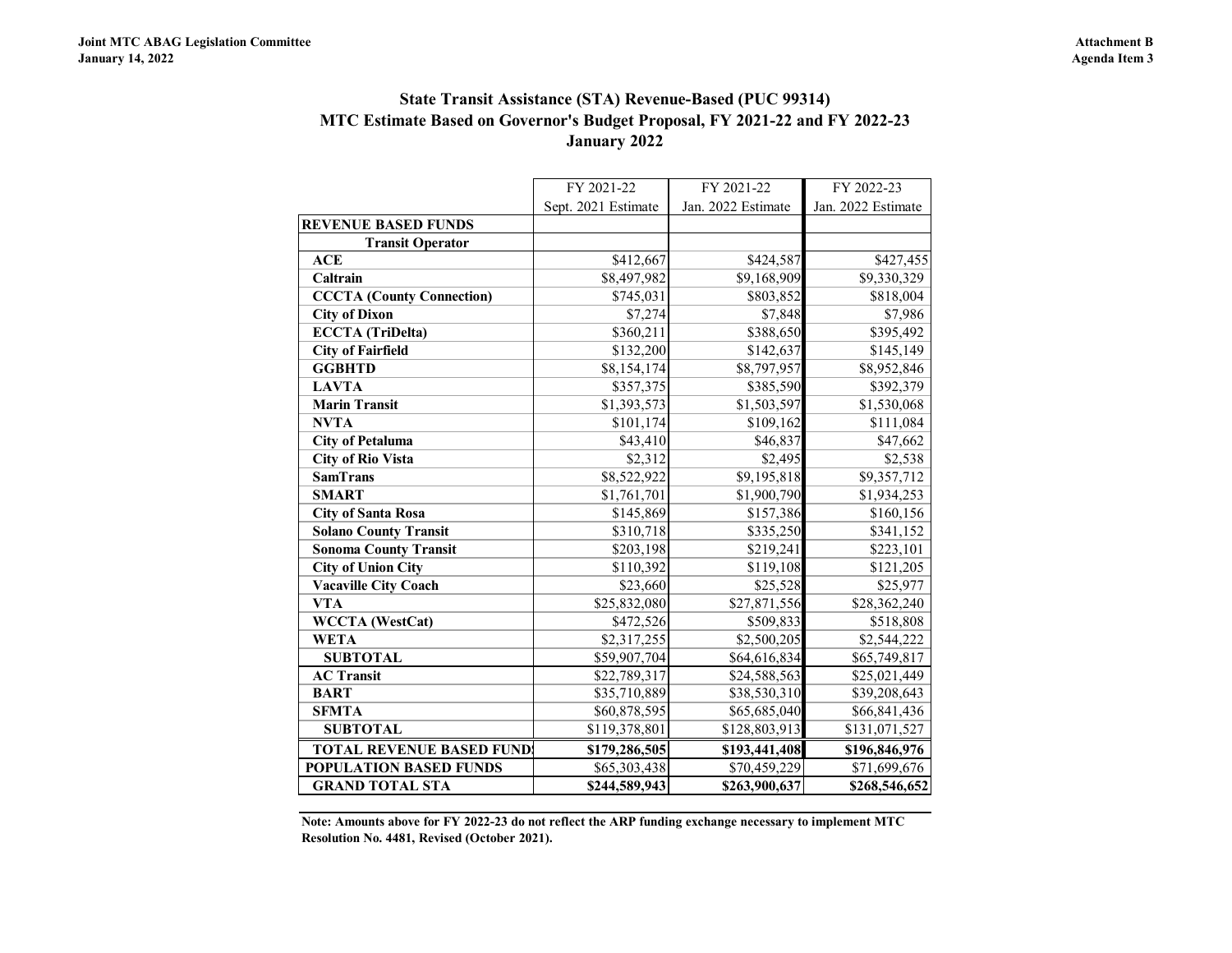Joint MTC ABAG Legislation Committee
January 14, 2022

Attachment B
Agenda Item 3

## State Transit Assistance (STA) Revenue-Based (PUC 99314)
## MTC Estimate Based on Governor's Budget Proposal, FY 2021-22 and FY 2022-23
## January 2022

| | FY 2021-22 Sept. 2021 Estimate | FY 2021-22 Jan. 2022 Estimate | FY 2022-23 Jan. 2022 Estimate |
|---|---|---|---|
| **REVENUE BASED FUNDS** | | | |
| **Transit Operator** | | | |
| **ACE** | $412,667 | $424,587 | $427,455 |
| **Caltrain** | $8,497,982 | $9,168,909 | $9,330,329 |
| **CCCTA (County Connection)** | $745,031 | $803,852 | $818,004 |
| **City of Dixon** | $7,274 | $7,848 | $7,986 |
| **ECCTA (TriDelta)** | $360,211 | $388,650 | $395,492 |
| **City of Fairfield** | $132,200 | $142,637 | $145,149 |
| **GGBHTD** | $8,154,174 | $8,797,957 | $8,952,846 |
| **LAVTA** | $357,375 | $385,590 | $392,379 |
| **Marin Transit** | $1,393,573 | $1,503,597 | $1,530,068 |
| **NVTA** | $101,174 | $109,162 | $111,084 |
| **City of Petaluma** | $43,410 | $46,837 | $47,662 |
| **City of Rio Vista** | $2,312 | $2,495 | $2,538 |
| **SamTrans** | $8,522,922 | $9,195,818 | $9,357,712 |
| **SMART** | $1,761,701 | $1,900,790 | $1,934,253 |
| **City of Santa Rosa** | $145,869 | $157,386 | $160,156 |
| **Solano County Transit** | $310,718 | $335,250 | $341,152 |
| **Sonoma County Transit** | $203,198 | $219,241 | $223,101 |
| **City of Union City** | $110,392 | $119,108 | $121,205 |
| **Vacaville City Coach** | $23,660 | $25,528 | $25,977 |
| **VTA** | $25,832,080 | $27,871,556 | $28,362,240 |
| **WCCTA (WestCat)** | $472,526 | $509,833 | $518,808 |
| **WETA** | $2,317,255 | $2,500,205 | $2,544,222 |
| **SUBTOTAL** | $59,907,704 | $64,616,834 | $65,749,817 |
| **AC Transit** | $22,789,317 | $24,588,563 | $25,021,449 |
| **BART** | $35,710,889 | $38,530,310 | $39,208,643 |
| **SFMTA** | $60,878,595 | $65,685,040 | $66,841,436 |
| **SUBTOTAL** | $119,378,801 | $128,803,913 | $131,071,527 |
| **TOTAL REVENUE BASED FUNDS** | **$179,286,505** | **$193,441,408** | **$196,846,976** |
| **POPULATION BASED FUNDS** | $65,303,438 | $70,459,229 | $71,699,676 |
| **GRAND TOTAL STA** | **$244,589,943** | **$263,900,637** | **$268,546,652** |

**Note: Amounts above for FY 2022-23 do not reflect the ARP funding exchange necessary to implement MTC Resolution No. 4481, Revised (October 2021).**